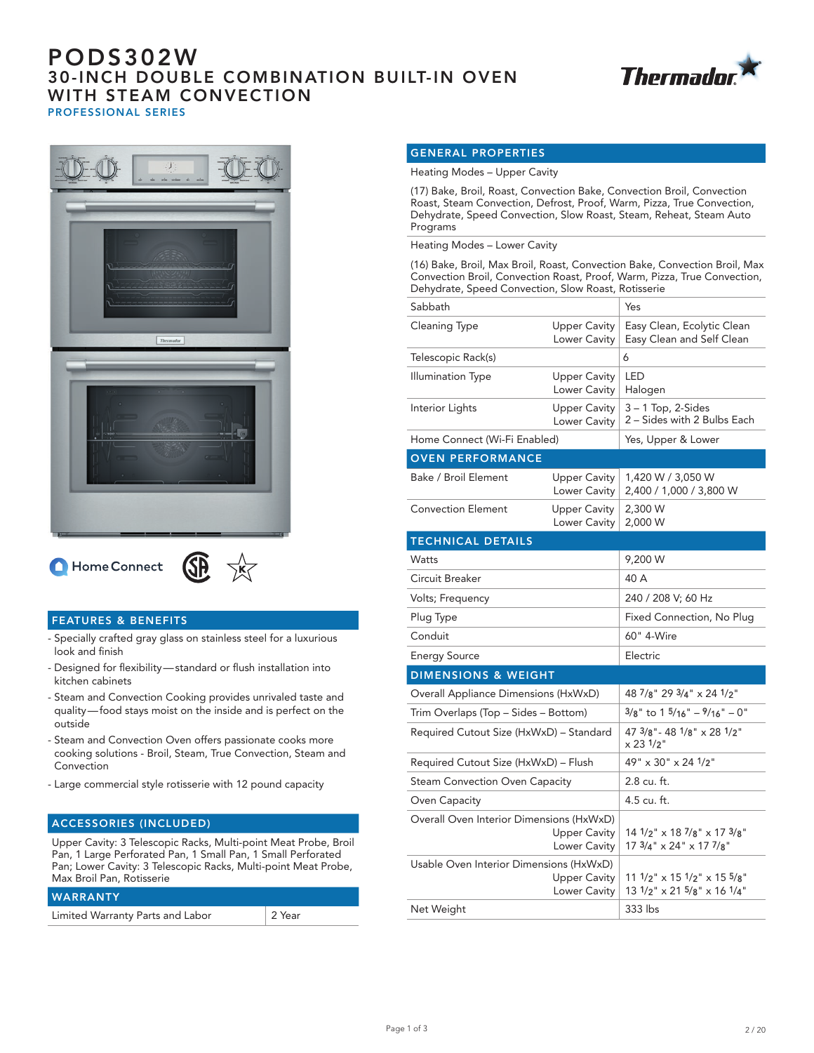# PODS302W

## 30-INCH DOUBLE COMBINATION BUILT-IN OVEN WITH STEAM CONVECTION

### PROFESSIONAL SERIES

Thermador

Home Connect

## FEATURES & BENEFITS

- Specially crafted gray glass on stainless steel for a luxurious look and finish
- Designed for flexibility—standard or flush installation into kitchen cabinets
- Steam and Convection Cooking provides unrivaled taste and quality—food stays moist on the inside and is perfect on the outside
- Steam and Convection Oven offers passionate cooks more cooking solutions - Broil, Steam, True Convection, Steam and Convection
- Large commercial style rotisserie with 12 pound capacity

## ACCESSORIES (INCLUDED)

Upper Cavity: 3 Telescopic Racks, Multi-point Meat Probe, Broil Pan, 1 Large Perforated Pan, 1 Small Pan, 1 Small Perforated Pan; Lower Cavity: 3 Telescopic Racks, Multi-point Meat Probe, Max Broil Pan, Rotisserie

## WARRANTY

| | |
|---|---|
| Limited Warranty Parts and Labor | 2 Year |

## GENERAL PROPERTIES

Heating Modes – Upper Cavity

(17) Bake, Broil, Roast, Convection Bake, Convection Broil, Convection Roast, Steam Convection, Defrost, Proof, Warm, Pizza, True Convection, Dehydrate, Speed Convection, Slow Roast, Steam, Reheat, Steam Auto Programs

Heating Modes – Lower Cavity

(16) Bake, Broil, Max Broil, Roast, Convection Bake, Convection Broil, Max Convection Roast, Convection Roast, Proof, Warm, Pizza, True Convection, Dehydrate, Speed Convection, Slow Roast, Rotisserie

| | | |
|---|---|---|
| Sabbath | | Yes |
| Cleaning Type | Upper Cavity | Easy Clean, Ecolytic Clean |
| | Lower Cavity | Easy Clean and Self Clean |
| Telescopic Rack(s) | | 6 |
| Illumination Type | Upper Cavity | LED |
| | Lower Cavity | Halogen |
| Interior Lights | Upper Cavity | 3 – 1 Top, 2-Sides |
| | Lower Cavity | 2 – Sides with 2 Bulbs Each |
| Home Connect (Wi-Fi Enabled) | | Yes, Upper & Lower |

## OVEN PERFORMANCE

| | | |
|---|---|---|
| Bake / Broil Element | Upper Cavity | 1,420 W / 3,050 W |
| | Lower Cavity | 2,400 / 1,000 / 3,800 W |
| Convection Element | Upper Cavity | 2,300 W |
| | Lower Cavity | 2,000 W |

## TECHNICAL DETAILS

| | |
|---|---|
| Watts | 9,200 W |
| Circuit Breaker | 40 A |
| Volts; Frequency | 240 / 208 V; 60 Hz |
| Plug Type | Fixed Connection, No Plug |
| Conduit | 60" 4-Wire |
| Energy Source | Electric |

## DIMENSIONS & WEIGHT

| | | |
|---|---|---|
| Overall Appliance Dimensions (HxWxD) | | 48 7/8" 29 3/4" x 24 1/2" |
| Trim Overlaps (Top – Sides – Bottom) | | 3/8" to 1 5/16" – 9/16" – 0" |
| Required Cutout Size (HxWxD) – Standard | | 47 3/8"- 48 1/8" x 28 1/2" x 23 1/2" |
| Required Cutout Size (HxWxD) – Flush | | 49" x 30" x 24 1/2" |
| Steam Convection Oven Capacity | | 2.8 cu. ft. |
| Oven Capacity | | 4.5 cu. ft. |
| Overall Oven Interior Dimensions (HxWxD) | Upper Cavity | 14 1/2" x 18 7/8" x 17 3/8" |
| | Lower Cavity | 17 3/4" x 24" x 17 7/8" |
| Usable Oven Interior Dimensions (HxWxD) | Upper Cavity | 11 1/2" x 15 1/2" x 15 5/8" |
| | Lower Cavity | 13 1/2" x 21 5/8" x 16 1/4" |
| Net Weight | | 333 lbs |

2 / 20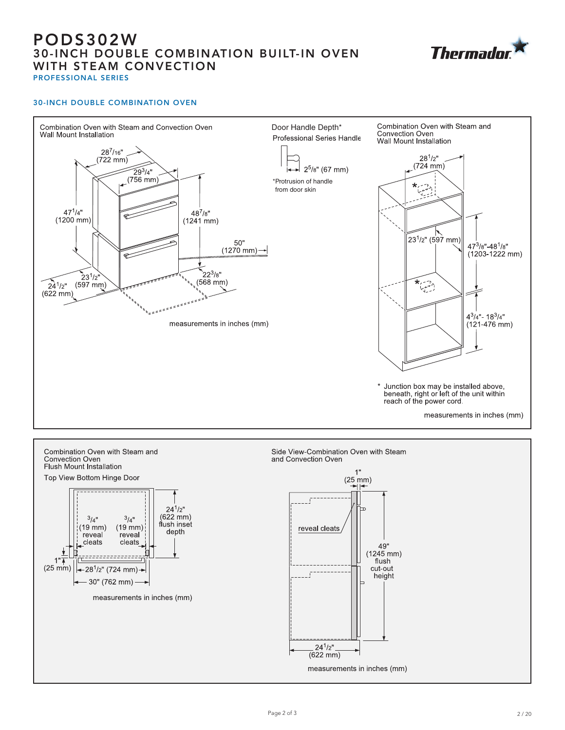# PODS302W

## 30-INCH DOUBLE COMBINATION BUILT-IN OVEN WITH STEAM CONVECTION

PROFESSIONAL SERIES

### 30-INCH DOUBLE COMBINATION OVEN

Combination Oven with Steam and Convection Oven
Wall Mount Installation

28 7/16" (722 mm)
29 3/4" (756 mm)
47 1/4" (1200 mm)
48 7/8" (1241 mm)
50" (1270 mm)
23 1/2" (597 mm)
24 1/2" (622 mm)
22 3/8" (568 mm)

measurements in inches (mm)

Door Handle Depth*
Professional Series Handle

2 5/8" (67 mm)

*Protrusion of handle from door skin

Combination Oven with Steam and Convection Oven
Wall Mount Installation

28 1/2" (724 mm)
23 1/2" (597 mm)
47 3/8"-48 1/8" (1203-1222 mm)
4 3/4"- 18 3/4" (121-476 mm)

\* Junction box may be installed above, beneath, right or left of the unit within reach of the power cord.

measurements in inches (mm)

Combination Oven with Steam and Convection Oven
Flush Mount Installation
Top View Bottom Hinge Door

3/4" (19 mm) reveal cleats
3/4" (19 mm) reveal cleats
24 1/2" (622 mm) flush inset depth
1" (25 mm)
28 1/2" (724 mm)
30" (762 mm)

measurements in inches (mm)

Side View-Combination Oven with Steam and Convection Oven

1" (25 mm)
reveal cleats
49" (1245 mm) flush cut-out height
24 1/2" (622 mm)

measurements in inches (mm)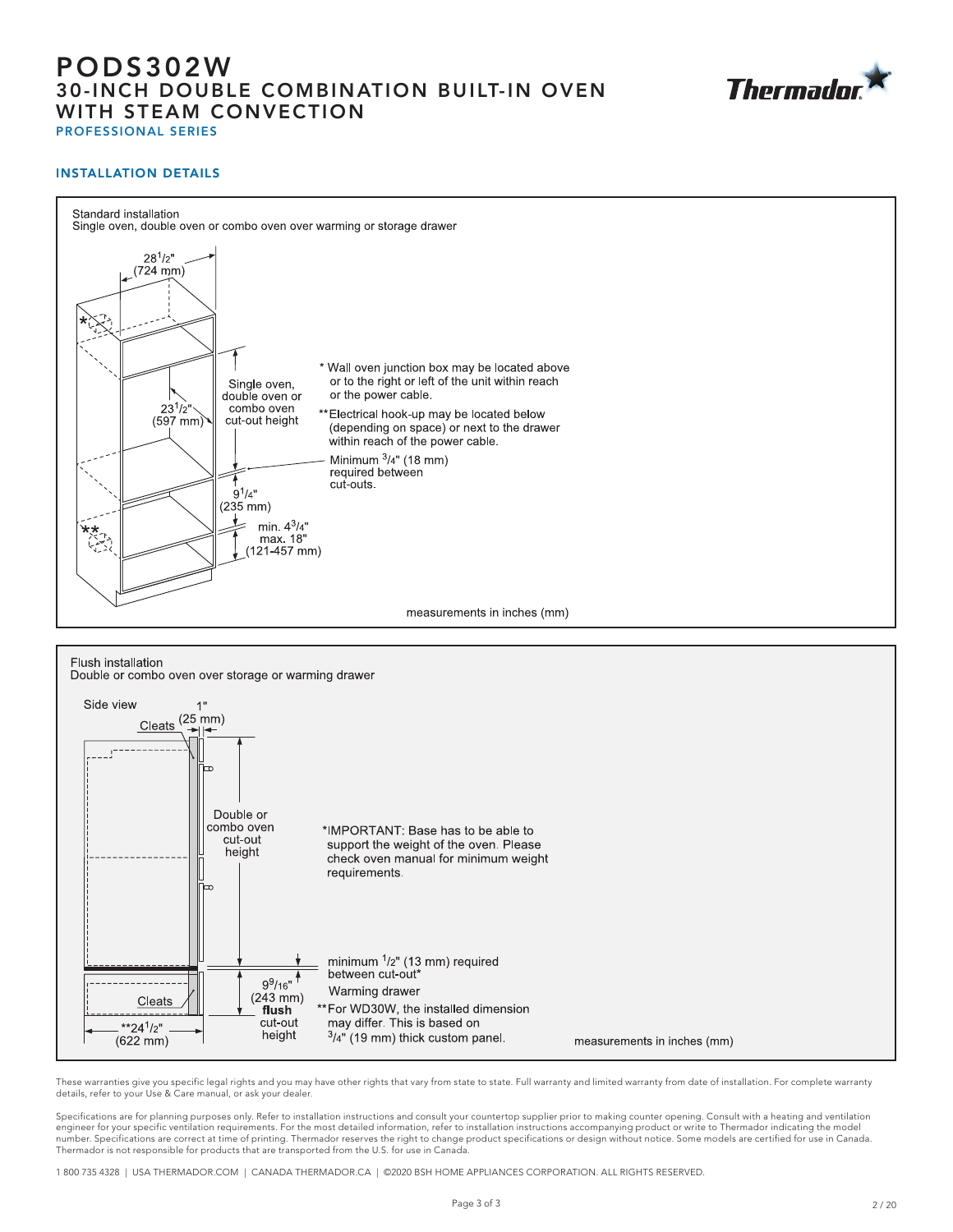# PODS302W

## 30-INCH DOUBLE COMBINATION BUILT-IN OVEN WITH STEAM CONVECTION

PROFESSIONAL SERIES

### INSTALLATION DETAILS

Standard installation
Single oven, double oven or combo oven over warming or storage drawer

28 1/2" (724 mm)

23 1/2" (597 mm)

Single oven, double oven or combo oven cut-out height

9 1/4" (235 mm)

min. 4 3/4" max. 18" (121-457 mm)

* Wall oven junction box may be located above or to the right or left of the unit within reach or the power cable.

** Electrical hook-up may be located below (depending on space) or next to the drawer within reach of the power cable.

Minimum 3/4" (18 mm) required between cut-outs.

measurements in inches (mm)

Flush installation
Double or combo oven over storage or warming drawer

Side view

Cleats

1" (25 mm)

Double or combo oven cut-out height

*IMPORTANT: Base has to be able to support the weight of the oven. Please check oven manual for minimum weight requirements.

minimum 1/2" (13 mm) required between cut-out*

Warming drawer

9 9/16" (243 mm) **flush** cut-out height

Cleats

**24 1/2" (622 mm)

**For WD30W, the installed dimension may differ. This is based on 3/4" (19 mm) thick custom panel.

measurements in inches (mm)

These warranties give you specific legal rights and you may have other rights that vary from state to state. Full warranty and limited warranty from date of installation. For complete warranty details, refer to your Use & Care manual, or ask your dealer.

Specifications are for planning purposes only. Refer to installation instructions and consult your countertop supplier prior to making counter opening. Consult with a heating and ventilation engineer for your specific ventilation requirements. For the most detailed information, refer to installation instructions accompanying product or write to Thermador indicating the model number. Specifications are correct at time of printing. Thermador reserves the right to change product specifications or design without notice. Some models are certified for use in Canada. Thermador is not responsible for products that are transported from the U.S. for use in Canada.

1 800 735 4328 | USA THERMADOR.COM | CANADA THERMADOR.CA | ©2020 BSH HOME APPLIANCES CORPORATION. ALL RIGHTS RESERVED.